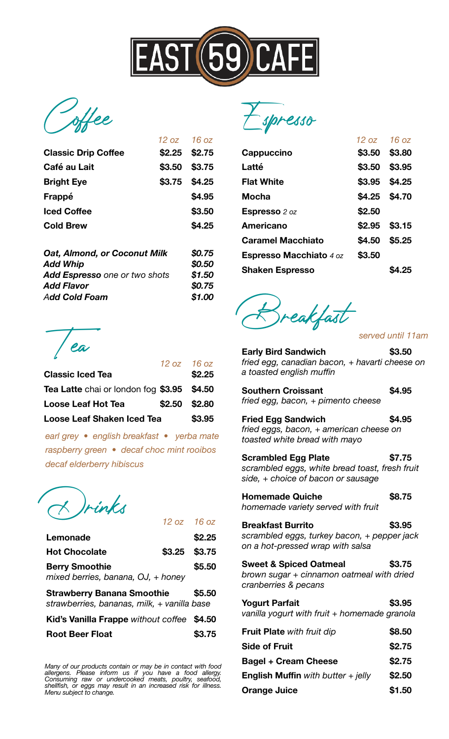# EAST 59 CAFE

## Coffee

| | 12 oz | 16 oz |
|---|---|---|
| **Classic Drip Coffee** | **$2.25** | **$2.75** |
| **Café au Lait** | **$3.50** | **$3.75** |
| **Bright Eye** | **$3.75** | **$4.25** |
| **Frappé** | | **$4.95** |
| **Iced Coffee** | | **$3.50** |
| **Cold Brew** | | **$4.25** |

| | |
|---|---|
| ***Oat, Almond, or Coconut Milk*** | *$0.75* |
| ***Add Whip*** | *$0.50* |
| ***Add Espresso** one or two shots* | *$1.50* |
| ***Add Flavor*** | *$0.75* |
| ***Add Cold Foam*** | *$1.00* |

## Tea

| | 12 oz | 16 oz |
|---|---|---|
| **Classic Iced Tea** | | **$2.25** |
| **Tea Latte** chai or london fog | **$3.95** | **$4.50** |
| **Loose Leaf Hot Tea** | **$2.50** | **$2.80** |
| **Loose Leaf Shaken Iced Tea** | | **$3.95** |

*earl grey • english breakfast • yerba mate*
*raspberry green • decaf choc mint rooibos*
*decaf elderberry hibiscus*

## Drinks

| | 12 oz | 16 oz |
|---|---|---|
| **Lemonade** | | **$2.25** |
| **Hot Chocolate** | **$3.25** | **$3.75** |
| **Berry Smoothie** *mixed berries, banana, OJ, + honey* | | **$5.50** |
| **Strawberry Banana Smoothie** *strawberries, bananas, milk, + vanilla base* | | **$5.50** |
| **Kid's Vanilla Frappe** *without coffee* | | **$4.50** |
| **Root Beer Float** | | **$3.75** |

*Many of our products contain or may be in contact with food allergens. Please inform us if you have a food allergy. Consuming raw or undercooked meats, poultry, seafood, shellfish, or eggs may result in an increased risk for illness. Menu subject to change.*

## Espresso

| | 12 oz | 16 oz |
|---|---|---|
| **Cappuccino** | **$3.50** | **$3.80** |
| **Latté** | **$3.50** | **$3.95** |
| **Flat White** | **$3.95** | **$4.25** |
| **Mocha** | **$4.25** | **$4.70** |
| **Espresso** *2 oz* | **$2.50** | |
| **Americano** | **$2.95** | **$3.15** |
| **Caramel Macchiato** | **$4.50** | **$5.25** |
| **Espresso Macchiato** *4 oz* | **$3.50** | |
| **Shaken Espresso** | | **$4.25** |

## Breakfast

*served until 11am*

**Early Bird Sandwich** **$3.50**
*fried egg, canadian bacon, + havarti cheese on a toasted english muffin*

**Southern Croissant** **$4.95**
*fried egg, bacon, + pimento cheese*

**Fried Egg Sandwich** **$4.95**
*fried eggs, bacon, + american cheese on toasted white bread with mayo*

**Scrambled Egg Plate** **$7.75**
*scrambled eggs, white bread toast, fresh fruit side, + choice of bacon or sausage*

**Homemade Quiche** **$8.75**
*homemade variety served with fruit*

**Breakfast Burrito** **$3.95**
*scrambled eggs, turkey bacon, + pepper jack on a hot-pressed wrap with salsa*

**Sweet & Spiced Oatmeal** **$3.75**
*brown sugar + cinnamon oatmeal with dried cranberries & pecans*

**Yogurt Parfait** **$3.95**
*vanilla yogurt with fruit + homemade granola*

| | |
|---|---|
| **Fruit Plate** *with fruit dip* | **$8.50** |
| **Side of Fruit** | **$2.75** |
| **Bagel + Cream Cheese** | **$2.75** |
| **English Muffin** *with butter + jelly* | **$2.50** |
| **Orange Juice** | **$1.50** |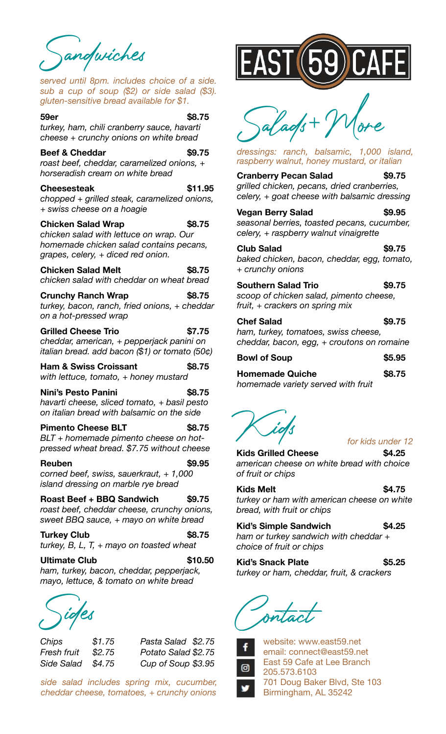# Sandwiches

*served until 8pm. includes choice of a side. sub a cup of soup ($2) or side salad ($3). gluten-sensitive bread available for $1.*

**59er** **$8.75**
*turkey, ham, chili cranberry sauce, havarti cheese + crunchy onions on white bread*

**Beef & Cheddar** **$9.75**
*roast beef, cheddar, caramelized onions, + horseradish cream on white bread*

**Cheesesteak** **$11.95**
*chopped + grilled steak, caramelized onions, + swiss cheese on a hoagie*

**Chicken Salad Wrap** **$8.75**
*chicken salad with lettuce on wrap. Our homemade chicken salad contains pecans, grapes, celery, + diced red onion.*

**Chicken Salad Melt** **$8.75**
*chicken salad with cheddar on wheat bread*

**Crunchy Ranch Wrap** **$8.75**
*turkey, bacon, ranch, fried onions, + cheddar on a hot-pressed wrap*

**Grilled Cheese Trio** **$7.75**
*cheddar, american, + pepperjack panini on italian bread. add bacon ($1) or tomato (50¢)*

**Ham & Swiss Croissant** **$8.75**
*with lettuce, tomato, + honey mustard*

**Nini's Pesto Panini** **$8.75**
*havarti cheese, sliced tomato, + basil pesto on italian bread with balsamic on the side*

**Pimento Cheese BLT** **$8.75**
*BLT + homemade pimento cheese on hot-pressed wheat bread. $7.75 without cheese*

**Reuben** **$9.95**
*corned beef, swiss, sauerkraut, + 1,000 island dressing on marble rye bread*

**Roast Beef + BBQ Sandwich** **$9.75**
*roast beef, cheddar cheese, crunchy onions, sweet BBQ sauce, + mayo on white bread*

**Turkey Club** **$8.75**
*turkey, B, L, T, + mayo on toasted wheat*

**Ultimate Club** **$10.50**
*ham, turkey, bacon, cheddar, pepperjack, mayo, lettuce, & tomato on white bread*

# Sides

| | | | |
|---|---|---|---|
| *Chips* | *$1.75* | *Pasta Salad* | *$2.75* |
| *Fresh fruit* | *$2.75* | *Potato Salad* | *$2.75* |
| *Side Salad* | *$4.75* | *Cup of Soup* | *$3.95* |

*side salad includes spring mix, cucumber, cheddar cheese, tomatoes, + crunchy onions*

# EAST 59 CAFE

# Salads + More

*dressings: ranch, balsamic, 1,000 island, raspberry walnut, honey mustard, or italian*

**Cranberry Pecan Salad** **$9.75**
*grilled chicken, pecans, dried cranberries, celery, + goat cheese with balsamic dressing*

**Vegan Berry Salad** **$9.95**
*seasonal berries, toasted pecans, cucumber, celery, + raspberry walnut vinaigrette*

**Club Salad** **$9.75**
*baked chicken, bacon, cheddar, egg, tomato, + crunchy onions*

**Southern Salad Trio** **$9.75**
*scoop of chicken salad, pimento cheese, fruit, + crackers on spring mix*

**Chef Salad** **$9.75**
*ham, turkey, tomatoes, swiss cheese, cheddar, bacon, egg, + croutons on romaine*

**Bowl of Soup** **$5.95**

**Homemade Quiche** **$8.75**
*homemade variety served with fruit*

# Kids

*for kids under 12*

**Kids Grilled Cheese** **$4.25**
*american cheese on white bread with choice of fruit or chips*

**Kids Melt** **$4.75**
*turkey or ham with american cheese on white bread, with fruit or chips*

**Kid's Simple Sandwich** **$4.25**
*ham or turkey sandwich with cheddar + choice of fruit or chips*

**Kid's Snack Plate** **$5.25**
*turkey or ham, cheddar, fruit, & crackers*

# Contact

website: www.east59.net
email: connect@east59.net
East 59 Cafe at Lee Branch
205.573.6103
701 Doug Baker Blvd, Ste 103
Birmingham, AL 35242